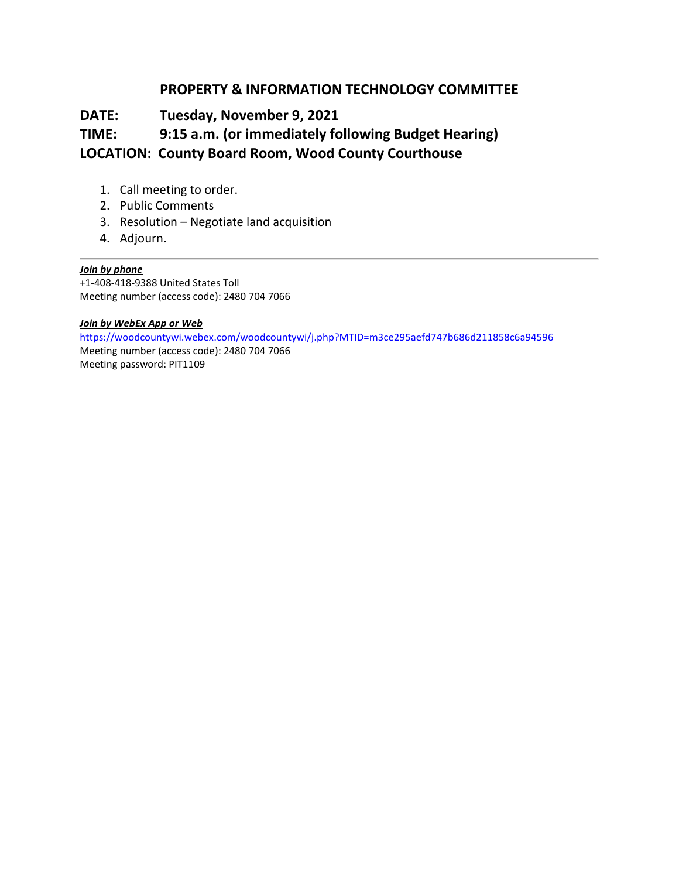# PROPERTY & INFORMATION TECHNOLOGY COMMITTEE

**DATE:** **Tuesday, November 9, 2021**

**TIME:** **9:15 a.m. (or immediately following Budget Hearing)**

**LOCATION:** **County Board Room, Wood County Courthouse**

1. Call meeting to order.
2. Public Comments
3. Resolution – Negotiate land acquisition
4. Adjourn.

---

***Join by phone***

+1-408-418-9388 United States Toll
Meeting number (access code): 2480 704 7066

***Join by WebEx App or Web***

https://woodcountywi.webex.com/woodcountywi/j.php?MTID=m3ce295aefd747b686d211858c6a94596
Meeting number (access code): 2480 704 7066
Meeting password: PIT1109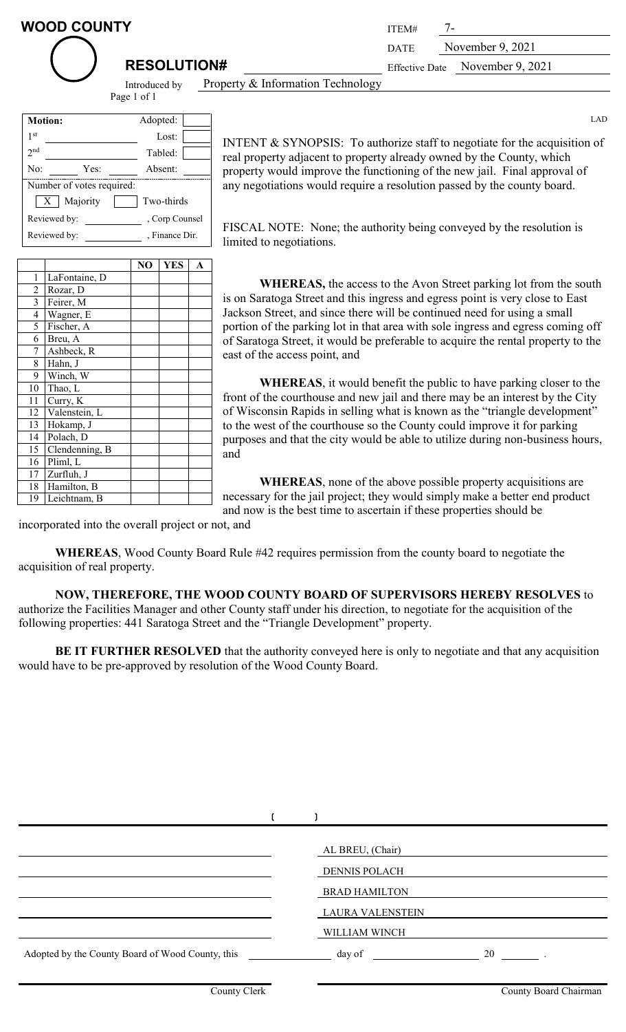# WOOD COUNTY

## RESOLUTION#

ITEM# 7-

DATE November 9, 2021

Effective Date November 9, 2021

Introduced by Property & Information Technology

Page 1 of 1

| Motion: | Adopted: |
|---|---|
| 1st | Lost: |
| 2nd | Tabled: |
| No: Yes: | Absent: |
| Number of votes required: | |
| X Majority | Two-thirds |
| Reviewed by: | , Corp Counsel |
| Reviewed by: | , Finance Dir. |

| | | NO | YES | A |
|---|---|---|---|---|
| 1 | LaFontaine, D | | | |
| 2 | Rozar, D | | | |
| 3 | Feirer, M | | | |
| 4 | Wagner, E | | | |
| 5 | Fischer, A | | | |
| 6 | Breu, A | | | |
| 7 | Ashbeck, R | | | |
| 8 | Hahn, J | | | |
| 9 | Winch, W | | | |
| 10 | Thao, L | | | |
| 11 | Curry, K | | | |
| 12 | Valenstein, L | | | |
| 13 | Hokamp, J | | | |
| 14 | Polach, D | | | |
| 15 | Clendenning, B | | | |
| 16 | Pliml, L | | | |
| 17 | Zurfluh, J | | | |
| 18 | Hamilton, B | | | |
| 19 | Leichtnam, B | | | |

LAD

INTENT & SYNOPSIS: To authorize staff to negotiate for the acquisition of real property adjacent to property already owned by the County, which property would improve the functioning of the new jail. Final approval of any negotiations would require a resolution passed by the county board.

FISCAL NOTE: None; the authority being conveyed by the resolution is limited to negotiations.

**WHEREAS,** the access to the Avon Street parking lot from the south is on Saratoga Street and this ingress and egress point is very close to East Jackson Street, and since there will be continued need for using a small portion of the parking lot in that area with sole ingress and egress coming off of Saratoga Street, it would be preferable to acquire the rental property to the east of the access point, and

**WHEREAS**, it would benefit the public to have parking closer to the front of the courthouse and new jail and there may be an interest by the City of Wisconsin Rapids in selling what is known as the "triangle development" to the west of the courthouse so the County could improve it for parking purposes and that the city would be able to utilize during non-business hours, and

**WHEREAS**, none of the above possible property acquisitions are necessary for the jail project; they would simply make a better end product and now is the best time to ascertain if these properties should be incorporated into the overall project or not, and

**WHEREAS**, Wood County Board Rule #42 requires permission from the county board to negotiate the acquisition of real property.

**NOW, THEREFORE, THE WOOD COUNTY BOARD OF SUPERVISORS HEREBY RESOLVES** to authorize the Facilities Manager and other County staff under his direction, to negotiate for the acquisition of the following properties: 441 Saratoga Street and the "Triangle Development" property.

**BE IT FURTHER RESOLVED** that the authority conveyed here is only to negotiate and that any acquisition would have to be pre-approved by resolution of the Wood County Board.

( )

AL BREU, (Chair)

DENNIS POLACH

BRAD HAMILTON

LAURA VALENSTEIN

WILLIAM WINCH

Adopted by the County Board of Wood County, this ______ day of ______________ 20 ____.

County Clerk

County Board Chairman